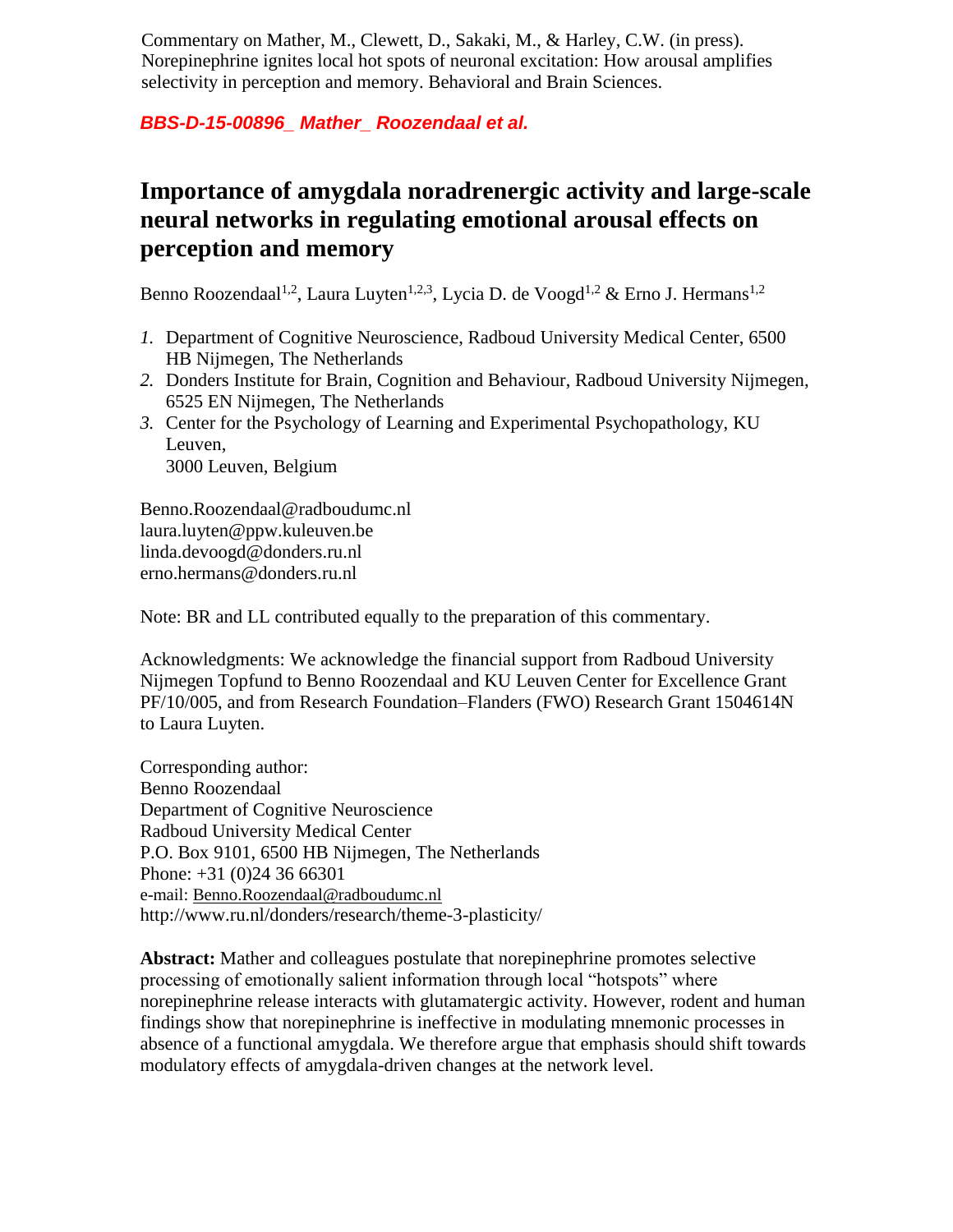Commentary on Mather, M., Clewett, D., Sakaki, M., & Harley, C.W. (in press). Norepinephrine ignites local hot spots of neuronal excitation: How arousal amplifies selectivity in perception and memory. Behavioral and Brain Sciences.

***BBS-D-15-00896_ Mather_ Roozendaal et al.***

# Importance of amygdala noradrenergic activity and large-scale neural networks in regulating emotional arousal effects on perception and memory

Benno Roozendaal[1,2], Laura Luyten[1,2,3], Lycia D. de Voogd[1,2] & Erno J. Hermans[1,2]

1. Department of Cognitive Neuroscience, Radboud University Medical Center, 6500 HB Nijmegen, The Netherlands
2. Donders Institute for Brain, Cognition and Behaviour, Radboud University Nijmegen, 6525 EN Nijmegen, The Netherlands
3. Center for the Psychology of Learning and Experimental Psychopathology, KU Leuven, 3000 Leuven, Belgium

Benno.Roozendaal@radboudumc.nl
laura.luyten@ppw.kuleuven.be
linda.devoogd@donders.ru.nl
erno.hermans@donders.ru.nl

Note: BR and LL contributed equally to the preparation of this commentary.

Acknowledgments: We acknowledge the financial support from Radboud University Nijmegen Topfund to Benno Roozendaal and KU Leuven Center for Excellence Grant PF/10/005, and from Research Foundation–Flanders (FWO) Research Grant 1504614N to Laura Luyten.

Corresponding author:
Benno Roozendaal
Department of Cognitive Neuroscience
Radboud University Medical Center
P.O. Box 9101, 6500 HB Nijmegen, The Netherlands
Phone: +31 (0)24 36 66301
e-mail: Benno.Roozendaal@radboudumc.nl
http://www.ru.nl/donders/research/theme-3-plasticity/

**Abstract:** Mather and colleagues postulate that norepinephrine promotes selective processing of emotionally salient information through local "hotspots" where norepinephrine release interacts with glutamatergic activity. However, rodent and human findings show that norepinephrine is ineffective in modulating mnemonic processes in absence of a functional amygdala. We therefore argue that emphasis should shift towards modulatory effects of amygdala-driven changes at the network level.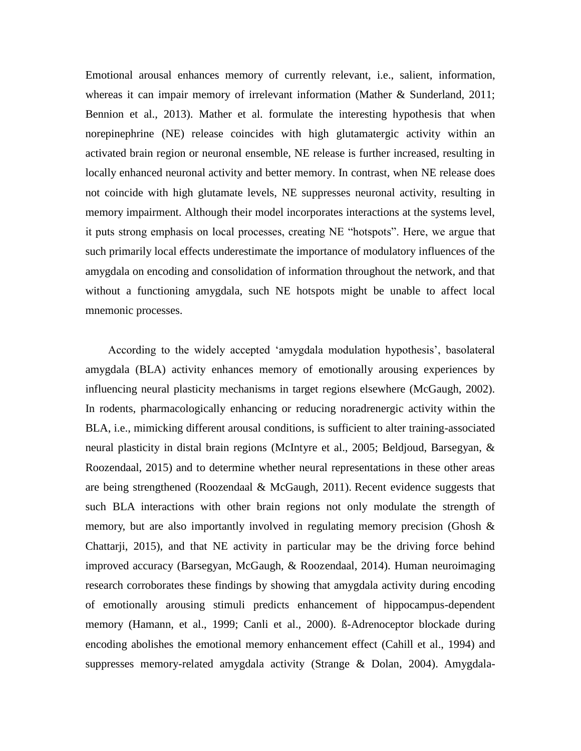Emotional arousal enhances memory of currently relevant, i.e., salient, information, whereas it can impair memory of irrelevant information (Mather & Sunderland, 2011; Bennion et al., 2013). Mather et al. formulate the interesting hypothesis that when norepinephrine (NE) release coincides with high glutamatergic activity within an activated brain region or neuronal ensemble, NE release is further increased, resulting in locally enhanced neuronal activity and better memory. In contrast, when NE release does not coincide with high glutamate levels, NE suppresses neuronal activity, resulting in memory impairment. Although their model incorporates interactions at the systems level, it puts strong emphasis on local processes, creating NE "hotspots". Here, we argue that such primarily local effects underestimate the importance of modulatory influences of the amygdala on encoding and consolidation of information throughout the network, and that without a functioning amygdala, such NE hotspots might be unable to affect local mnemonic processes.

According to the widely accepted 'amygdala modulation hypothesis', basolateral amygdala (BLA) activity enhances memory of emotionally arousing experiences by influencing neural plasticity mechanisms in target regions elsewhere (McGaugh, 2002). In rodents, pharmacologically enhancing or reducing noradrenergic activity within the BLA, i.e., mimicking different arousal conditions, is sufficient to alter training-associated neural plasticity in distal brain regions (McIntyre et al., 2005; Beldjoud, Barsegyan, & Roozendaal, 2015) and to determine whether neural representations in these other areas are being strengthened (Roozendaal & McGaugh, 2011). Recent evidence suggests that such BLA interactions with other brain regions not only modulate the strength of memory, but are also importantly involved in regulating memory precision (Ghosh & Chattarji, 2015), and that NE activity in particular may be the driving force behind improved accuracy (Barsegyan, McGaugh, & Roozendaal, 2014). Human neuroimaging research corroborates these findings by showing that amygdala activity during encoding of emotionally arousing stimuli predicts enhancement of hippocampus-dependent memory (Hamann, et al., 1999; Canli et al., 2000). ß-Adrenoceptor blockade during encoding abolishes the emotional memory enhancement effect (Cahill et al., 1994) and suppresses memory-related amygdala activity (Strange & Dolan, 2004). Amygdala-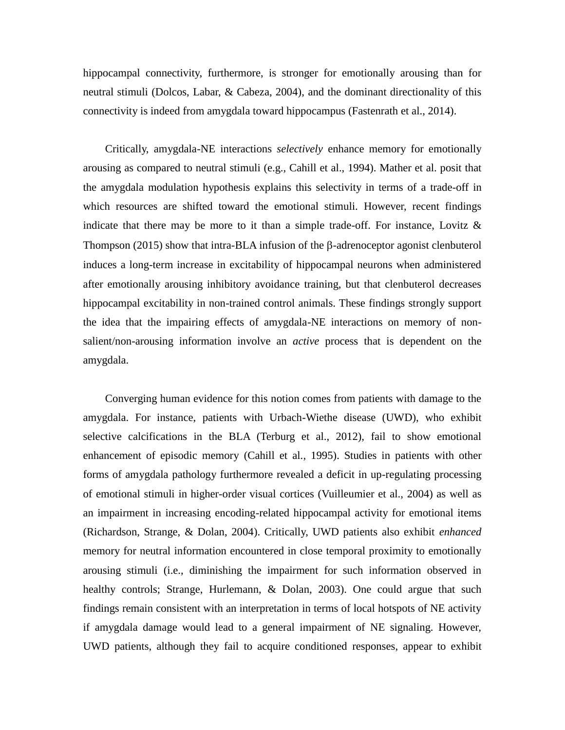hippocampal connectivity, furthermore, is stronger for emotionally arousing than for neutral stimuli (Dolcos, Labar, & Cabeza, 2004), and the dominant directionality of this connectivity is indeed from amygdala toward hippocampus (Fastenrath et al., 2014).

Critically, amygdala-NE interactions *selectively* enhance memory for emotionally arousing as compared to neutral stimuli (e.g., Cahill et al., 1994). Mather et al. posit that the amygdala modulation hypothesis explains this selectivity in terms of a trade-off in which resources are shifted toward the emotional stimuli. However, recent findings indicate that there may be more to it than a simple trade-off. For instance, Lovitz & Thompson (2015) show that intra-BLA infusion of the β-adrenoceptor agonist clenbuterol induces a long-term increase in excitability of hippocampal neurons when administered after emotionally arousing inhibitory avoidance training, but that clenbuterol decreases hippocampal excitability in non-trained control animals. These findings strongly support the idea that the impairing effects of amygdala-NE interactions on memory of non-salient/non-arousing information involve an *active* process that is dependent on the amygdala.

Converging human evidence for this notion comes from patients with damage to the amygdala. For instance, patients with Urbach-Wiethe disease (UWD), who exhibit selective calcifications in the BLA (Terburg et al., 2012), fail to show emotional enhancement of episodic memory (Cahill et al., 1995). Studies in patients with other forms of amygdala pathology furthermore revealed a deficit in up-regulating processing of emotional stimuli in higher-order visual cortices (Vuilleumier et al., 2004) as well as an impairment in increasing encoding-related hippocampal activity for emotional items (Richardson, Strange, & Dolan, 2004). Critically, UWD patients also exhibit *enhanced* memory for neutral information encountered in close temporal proximity to emotionally arousing stimuli (i.e., diminishing the impairment for such information observed in healthy controls; Strange, Hurlemann, & Dolan, 2003). One could argue that such findings remain consistent with an interpretation in terms of local hotspots of NE activity if amygdala damage would lead to a general impairment of NE signaling. However, UWD patients, although they fail to acquire conditioned responses, appear to exhibit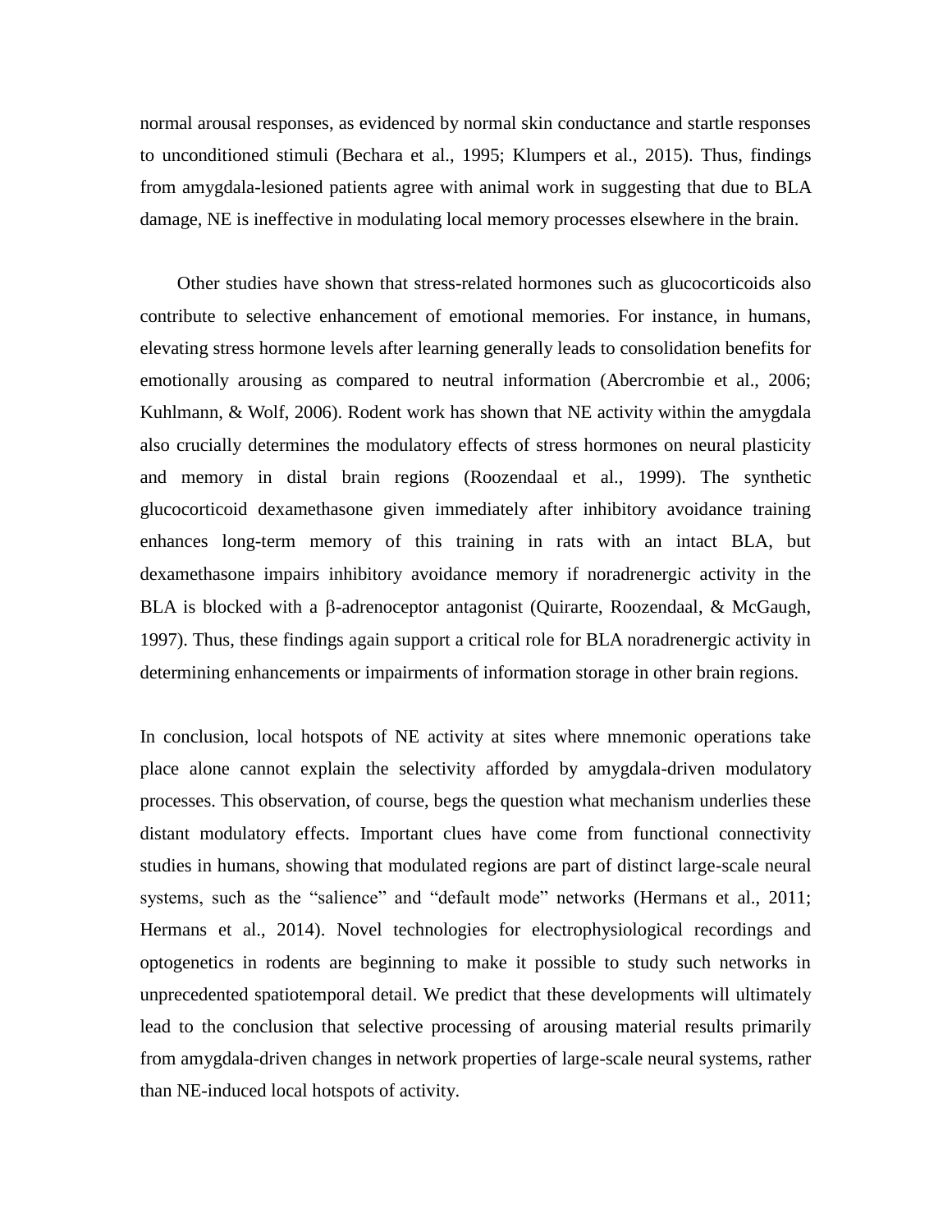normal arousal responses, as evidenced by normal skin conductance and startle responses to unconditioned stimuli (Bechara et al., 1995; Klumpers et al., 2015). Thus, findings from amygdala-lesioned patients agree with animal work in suggesting that due to BLA damage, NE is ineffective in modulating local memory processes elsewhere in the brain.

Other studies have shown that stress-related hormones such as glucocorticoids also contribute to selective enhancement of emotional memories. For instance, in humans, elevating stress hormone levels after learning generally leads to consolidation benefits for emotionally arousing as compared to neutral information (Abercrombie et al., 2006; Kuhlmann, & Wolf, 2006). Rodent work has shown that NE activity within the amygdala also crucially determines the modulatory effects of stress hormones on neural plasticity and memory in distal brain regions (Roozendaal et al., 1999). The synthetic glucocorticoid dexamethasone given immediately after inhibitory avoidance training enhances long-term memory of this training in rats with an intact BLA, but dexamethasone impairs inhibitory avoidance memory if noradrenergic activity in the BLA is blocked with a β-adrenoceptor antagonist (Quirarte, Roozendaal, & McGaugh, 1997). Thus, these findings again support a critical role for BLA noradrenergic activity in determining enhancements or impairments of information storage in other brain regions.

In conclusion, local hotspots of NE activity at sites where mnemonic operations take place alone cannot explain the selectivity afforded by amygdala-driven modulatory processes. This observation, of course, begs the question what mechanism underlies these distant modulatory effects. Important clues have come from functional connectivity studies in humans, showing that modulated regions are part of distinct large-scale neural systems, such as the "salience" and "default mode" networks (Hermans et al., 2011; Hermans et al., 2014). Novel technologies for electrophysiological recordings and optogenetics in rodents are beginning to make it possible to study such networks in unprecedented spatiotemporal detail. We predict that these developments will ultimately lead to the conclusion that selective processing of arousing material results primarily from amygdala-driven changes in network properties of large-scale neural systems, rather than NE-induced local hotspots of activity.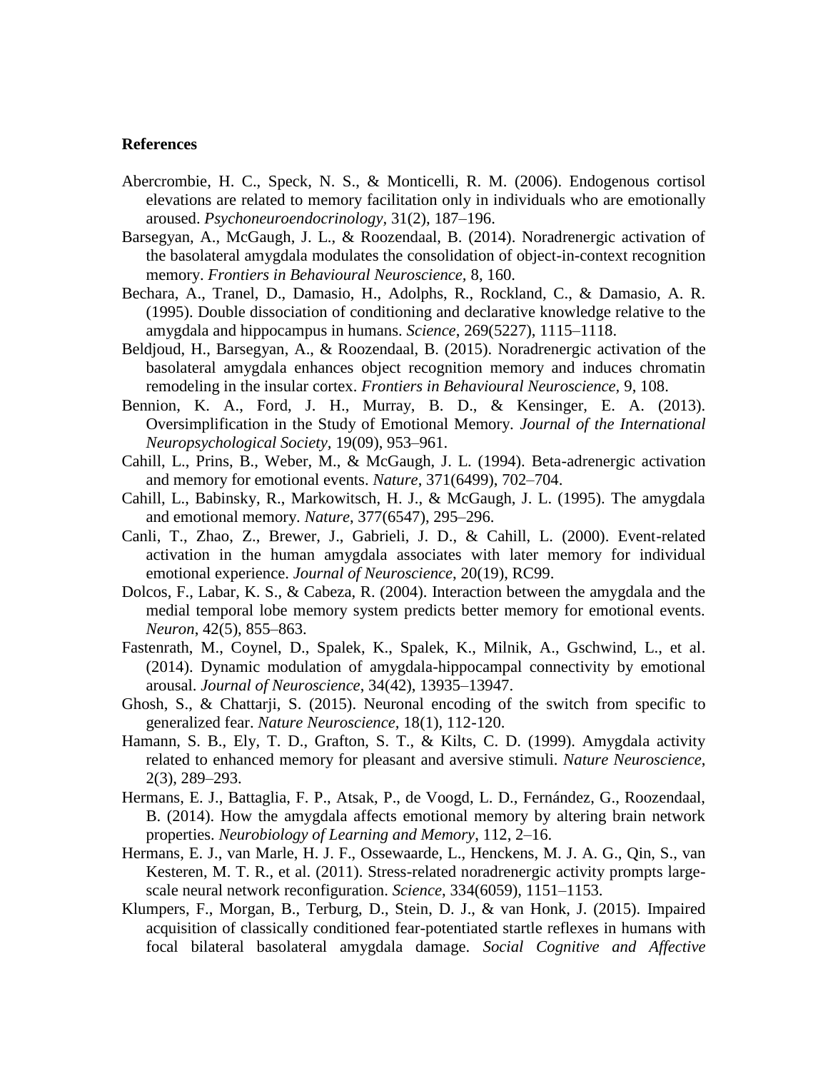**References**

Abercrombie, H. C., Speck, N. S., & Monticelli, R. M. (2006). Endogenous cortisol elevations are related to memory facilitation only in individuals who are emotionally aroused. *Psychoneuroendocrinology,* 31(2), 187–196.

Barsegyan, A., McGaugh, J. L., & Roozendaal, B. (2014). Noradrenergic activation of the basolateral amygdala modulates the consolidation of object-in-context recognition memory. *Frontiers in Behavioural Neuroscience*, 8, 160.

Bechara, A., Tranel, D., Damasio, H., Adolphs, R., Rockland, C., & Damasio, A. R. (1995). Double dissociation of conditioning and declarative knowledge relative to the amygdala and hippocampus in humans. *Science*, 269(5227), 1115–1118.

Beldjoud, H., Barsegyan, A., & Roozendaal, B. (2015). Noradrenergic activation of the basolateral amygdala enhances object recognition memory and induces chromatin remodeling in the insular cortex. *Frontiers in Behavioural Neuroscience*, 9, 108.

Bennion, K. A., Ford, J. H., Murray, B. D., & Kensinger, E. A. (2013). Oversimplification in the Study of Emotional Memory. *Journal of the International Neuropsychological Society*, 19(09), 953–961.

Cahill, L., Prins, B., Weber, M., & McGaugh, J. L. (1994). Beta-adrenergic activation and memory for emotional events. *Nature*, 371(6499), 702–704.

Cahill, L., Babinsky, R., Markowitsch, H. J., & McGaugh, J. L. (1995). The amygdala and emotional memory. *Nature*, 377(6547), 295–296.

Canli, T., Zhao, Z., Brewer, J., Gabrieli, J. D., & Cahill, L. (2000). Event-related activation in the human amygdala associates with later memory for individual emotional experience. *Journal of Neuroscience*, 20(19), RC99.

Dolcos, F., Labar, K. S., & Cabeza, R. (2004). Interaction between the amygdala and the medial temporal lobe memory system predicts better memory for emotional events. *Neuron*, 42(5), 855–863.

Fastenrath, M., Coynel, D., Spalek, K., Spalek, K., Milnik, A., Gschwind, L., et al. (2014). Dynamic modulation of amygdala-hippocampal connectivity by emotional arousal. *Journal of Neuroscience*, 34(42), 13935–13947.

Ghosh, S., & Chattarji, S. (2015). Neuronal encoding of the switch from specific to generalized fear. *Nature Neuroscience,* 18(1), 112-120.

Hamann, S. B., Ely, T. D., Grafton, S. T., & Kilts, C. D. (1999). Amygdala activity related to enhanced memory for pleasant and aversive stimuli. *Nature Neuroscience*, 2(3), 289–293.

Hermans, E. J., Battaglia, F. P., Atsak, P., de Voogd, L. D., Fernández, G., Roozendaal, B. (2014). How the amygdala affects emotional memory by altering brain network properties. *Neurobiology of Learning and Memory*, 112, 2–16.

Hermans, E. J., van Marle, H. J. F., Ossewaarde, L., Henckens, M. J. A. G., Qin, S., van Kesteren, M. T. R., et al. (2011). Stress-related noradrenergic activity prompts large-scale neural network reconfiguration. *Science*, 334(6059), 1151–1153.

Klumpers, F., Morgan, B., Terburg, D., Stein, D. J., & van Honk, J. (2015). Impaired acquisition of classically conditioned fear-potentiated startle reflexes in humans with focal bilateral basolateral amygdala damage. *Social Cognitive and Affective*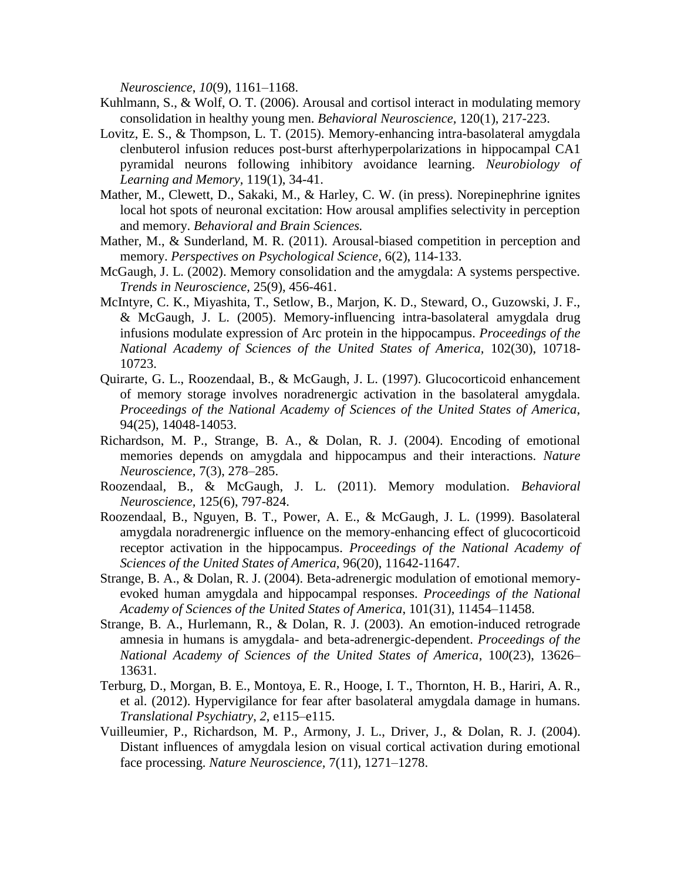*Neuroscience*, *10*(9), 1161–1168.

Kuhlmann, S., & Wolf, O. T. (2006). Arousal and cortisol interact in modulating memory consolidation in healthy young men. *Behavioral Neuroscience*, 120(1), 217-223.

Lovitz, E. S., & Thompson, L. T. (2015). Memory-enhancing intra-basolateral amygdala clenbuterol infusion reduces post-burst afterhyperpolarizations in hippocampal CA1 pyramidal neurons following inhibitory avoidance learning. *Neurobiology of Learning and Memory,* 119(1), 34-41.

Mather, M., Clewett, D., Sakaki, M., & Harley, C. W. (in press). Norepinephrine ignites local hot spots of neuronal excitation: How arousal amplifies selectivity in perception and memory. *Behavioral and Brain Sciences.*

Mather, M., & Sunderland, M. R. (2011). Arousal-biased competition in perception and memory. *Perspectives on Psychological Science*, 6(2), 114-133.

McGaugh, J. L. (2002). Memory consolidation and the amygdala: A systems perspective. *Trends in Neuroscience,* 25(9), 456-461.

McIntyre, C. K., Miyashita, T., Setlow, B., Marjon, K. D., Steward, O., Guzowski, J. F., & McGaugh, J. L. (2005). Memory-influencing intra-basolateral amygdala drug infusions modulate expression of Arc protein in the hippocampus. *Proceedings of the National Academy of Sciences of the United States of America,* 102(30), 10718-10723.

Quirarte, G. L., Roozendaal, B., & McGaugh, J. L. (1997). Glucocorticoid enhancement of memory storage involves noradrenergic activation in the basolateral amygdala. *Proceedings of the National Academy of Sciences of the United States of America,* 94(25), 14048-14053.

Richardson, M. P., Strange, B. A., & Dolan, R. J. (2004). Encoding of emotional memories depends on amygdala and hippocampus and their interactions. *Nature Neuroscience*, 7(3), 278–285.

Roozendaal, B., & McGaugh, J. L. (2011). Memory modulation. *Behavioral Neuroscience*, 125(6), 797-824.

Roozendaal, B., Nguyen, B. T., Power, A. E., & McGaugh, J. L. (1999). Basolateral amygdala noradrenergic influence on the memory-enhancing effect of glucocorticoid receptor activation in the hippocampus. *Proceedings of the National Academy of Sciences of the United States of America,* 96(20), 11642-11647.

Strange, B. A., & Dolan, R. J. (2004). Beta-adrenergic modulation of emotional memory-evoked human amygdala and hippocampal responses. *Proceedings of the National Academy of Sciences of the United States of America*, 101(31), 11454–11458.

Strange, B. A., Hurlemann, R., & Dolan, R. J. (2003). An emotion-induced retrograde amnesia in humans is amygdala- and beta-adrenergic-dependent. *Proceedings of the National Academy of Sciences of the United States of America*, 10*0*(23), 13626–13631.

Terburg, D., Morgan, B. E., Montoya, E. R., Hooge, I. T., Thornton, H. B., Hariri, A. R., et al. (2012). Hypervigilance for fear after basolateral amygdala damage in humans. *Translational Psychiatry*, *2*, e115–e115.

Vuilleumier, P., Richardson, M. P., Armony, J. L., Driver, J., & Dolan, R. J. (2004). Distant influences of amygdala lesion on visual cortical activation during emotional face processing. *Nature Neuroscience,* 7(11), 1271–1278.